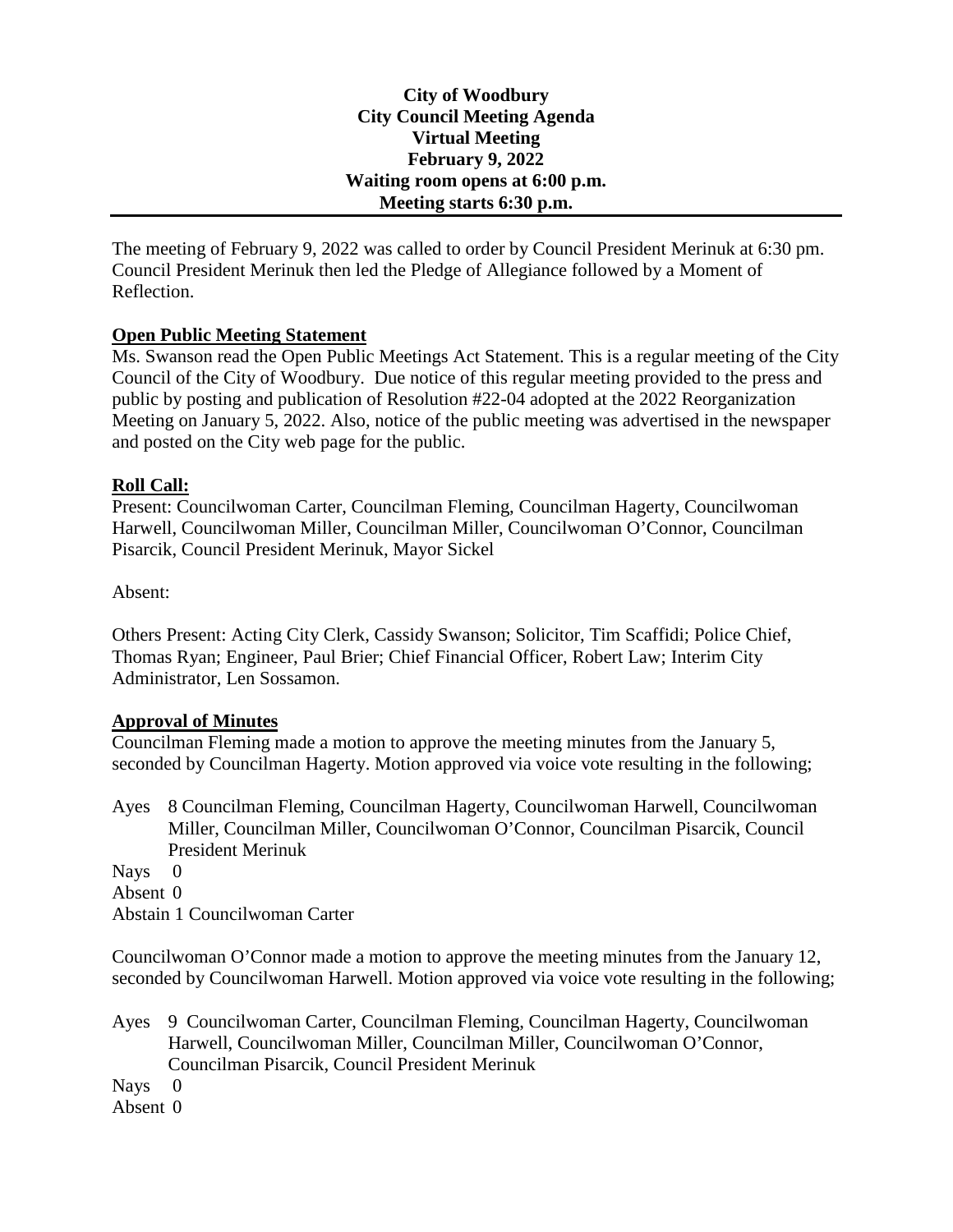**City of Woodbury**
**City Council Meeting Agenda**
**Virtual Meeting**
**February 9, 2022**
**Waiting room opens at 6:00 p.m.**
**Meeting starts 6:30 p.m.**

---

The meeting of February 9, 2022 was called to order by Council President Merinuk at 6:30 pm. Council President Merinuk then led the Pledge of Allegiance followed by a Moment of Reflection.

**Open Public Meeting Statement**

Ms. Swanson read the Open Public Meetings Act Statement. This is a regular meeting of the City Council of the City of Woodbury. Due notice of this regular meeting provided to the press and public by posting and publication of Resolution #22-04 adopted at the 2022 Reorganization Meeting on January 5, 2022. Also, notice of the public meeting was advertised in the newspaper and posted on the City web page for the public.

**Roll Call:**

Present: Councilwoman Carter, Councilman Fleming, Councilman Hagerty, Councilwoman Harwell, Councilwoman Miller, Councilman Miller, Councilwoman O'Connor, Councilman Pisarcik, Council President Merinuk, Mayor Sickel

Absent:

Others Present: Acting City Clerk, Cassidy Swanson; Solicitor, Tim Scaffidi; Police Chief, Thomas Ryan; Engineer, Paul Brier; Chief Financial Officer, Robert Law; Interim City Administrator, Len Sossamon.

**Approval of Minutes**

Councilman Fleming made a motion to approve the meeting minutes from the January 5, seconded by Councilman Hagerty. Motion approved via voice vote resulting in the following;

Ayes 8 Councilman Fleming, Councilman Hagerty, Councilwoman Harwell, Councilwoman Miller, Councilman Miller, Councilwoman O'Connor, Councilman Pisarcik, Council President Merinuk
Nays 0
Absent 0
Abstain 1 Councilwoman Carter

Councilwoman O'Connor made a motion to approve the meeting minutes from the January 12, seconded by Councilwoman Harwell. Motion approved via voice vote resulting in the following;

Ayes 9 Councilwoman Carter, Councilman Fleming, Councilman Hagerty, Councilwoman Harwell, Councilwoman Miller, Councilman Miller, Councilwoman O'Connor, Councilman Pisarcik, Council President Merinuk
Nays 0
Absent 0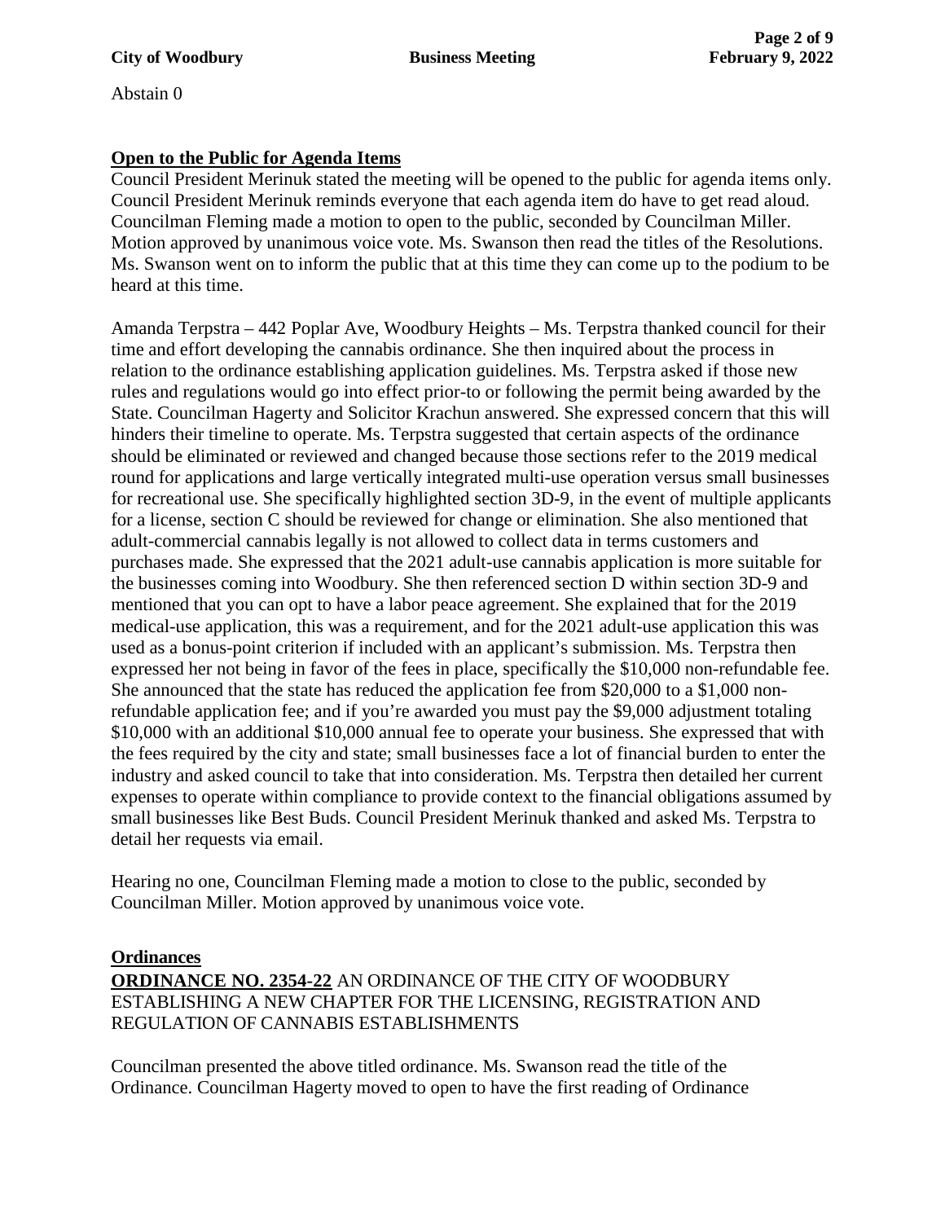Abstain 0

**Open to the Public for Agenda Items**

Council President Merinuk stated the meeting will be opened to the public for agenda items only. Council President Merinuk reminds everyone that each agenda item do have to get read aloud. Councilman Fleming made a motion to open to the public, seconded by Councilman Miller. Motion approved by unanimous voice vote. Ms. Swanson then read the titles of the Resolutions. Ms. Swanson went on to inform the public that at this time they can come up to the podium to be heard at this time.

Amanda Terpstra – 442 Poplar Ave, Woodbury Heights – Ms. Terpstra thanked council for their time and effort developing the cannabis ordinance. She then inquired about the process in relation to the ordinance establishing application guidelines. Ms. Terpstra asked if those new rules and regulations would go into effect prior-to or following the permit being awarded by the State. Councilman Hagerty and Solicitor Krachun answered. She expressed concern that this will hinders their timeline to operate. Ms. Terpstra suggested that certain aspects of the ordinance should be eliminated or reviewed and changed because those sections refer to the 2019 medical round for applications and large vertically integrated multi-use operation versus small businesses for recreational use. She specifically highlighted section 3D-9, in the event of multiple applicants for a license, section C should be reviewed for change or elimination. She also mentioned that adult-commercial cannabis legally is not allowed to collect data in terms customers and purchases made. She expressed that the 2021 adult-use cannabis application is more suitable for the businesses coming into Woodbury. She then referenced section D within section 3D-9 and mentioned that you can opt to have a labor peace agreement. She explained that for the 2019 medical-use application, this was a requirement, and for the 2021 adult-use application this was used as a bonus-point criterion if included with an applicant's submission. Ms. Terpstra then expressed her not being in favor of the fees in place, specifically the $10,000 non-refundable fee. She announced that the state has reduced the application fee from $20,000 to a $1,000 non-refundable application fee; and if you're awarded you must pay the $9,000 adjustment totaling $10,000 with an additional $10,000 annual fee to operate your business. She expressed that with the fees required by the city and state; small businesses face a lot of financial burden to enter the industry and asked council to take that into consideration. Ms. Terpstra then detailed her current expenses to operate within compliance to provide context to the financial obligations assumed by small businesses like Best Buds. Council President Merinuk thanked and asked Ms. Terpstra to detail her requests via email.

Hearing no one, Councilman Fleming made a motion to close to the public, seconded by Councilman Miller. Motion approved by unanimous voice vote.

**Ordinances**

**ORDINANCE NO. 2354-22** AN ORDINANCE OF THE CITY OF WOODBURY ESTABLISHING A NEW CHAPTER FOR THE LICENSING, REGISTRATION AND REGULATION OF CANNABIS ESTABLISHMENTS

Councilman presented the above titled ordinance. Ms. Swanson read the title of the Ordinance. Councilman Hagerty moved to open to have the first reading of Ordinance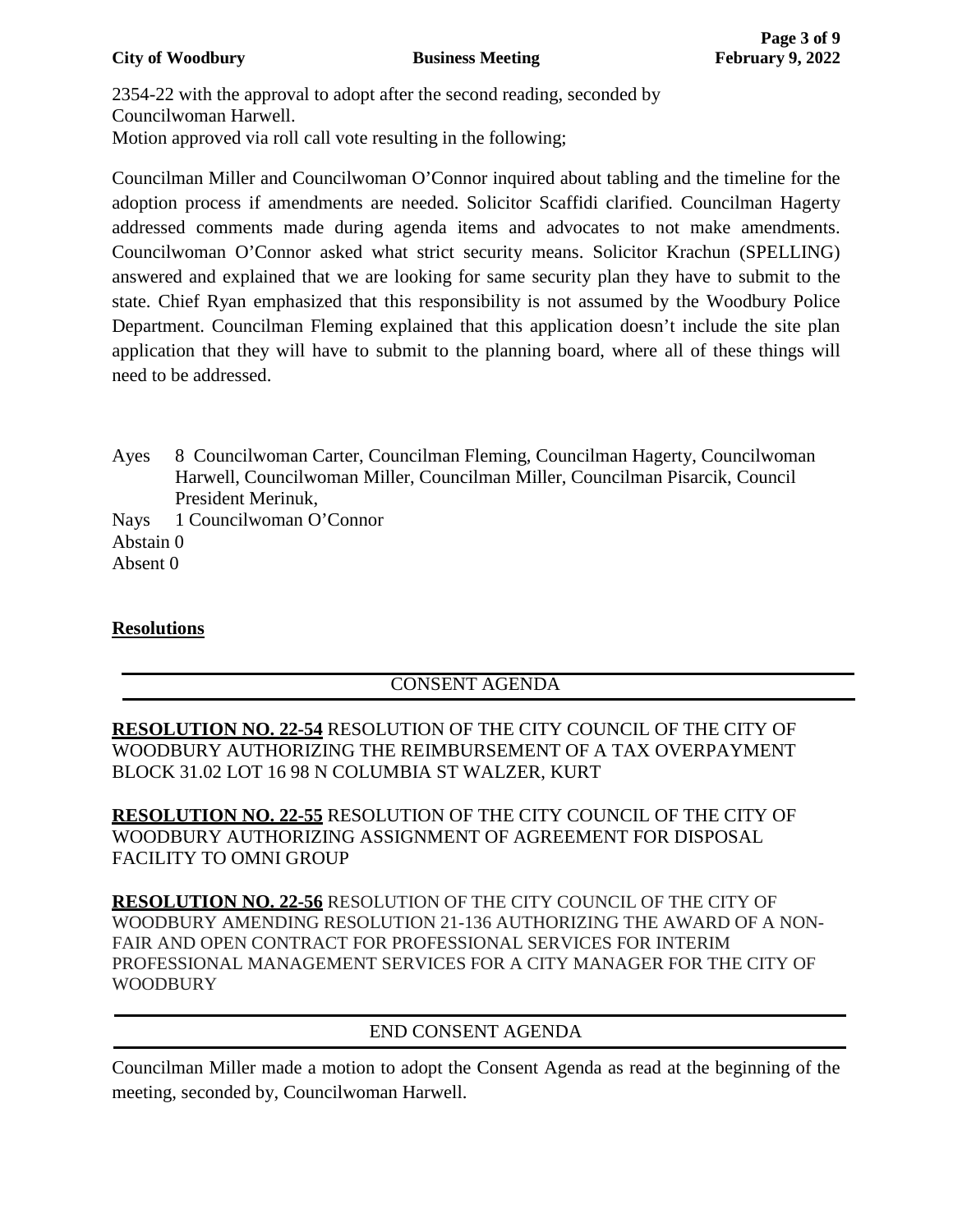2354-22 with the approval to adopt after the second reading, seconded by Councilwoman Harwell.
Motion approved via roll call vote resulting in the following;

Councilman Miller and Councilwoman O'Connor inquired about tabling and the timeline for the adoption process if amendments are needed. Solicitor Scaffidi clarified. Councilman Hagerty addressed comments made during agenda items and advocates to not make amendments. Councilwoman O'Connor asked what strict security means. Solicitor Krachun (SPELLING) answered and explained that we are looking for same security plan they have to submit to the state. Chief Ryan emphasized that this responsibility is not assumed by the Woodbury Police Department. Councilman Fleming explained that this application doesn't include the site plan application that they will have to submit to the planning board, where all of these things will need to be addressed.

Ayes 8 Councilwoman Carter, Councilman Fleming, Councilman Hagerty, Councilwoman Harwell, Councilwoman Miller, Councilman Miller, Councilman Pisarcik, Council President Merinuk,
Nays 1 Councilwoman O'Connor
Abstain 0
Absent 0

## Resolutions

CONSENT AGENDA

**RESOLUTION NO. 22-54** RESOLUTION OF THE CITY COUNCIL OF THE CITY OF WOODBURY AUTHORIZING THE REIMBURSEMENT OF A TAX OVERPAYMENT BLOCK 31.02 LOT 16 98 N COLUMBIA ST WALZER, KURT

**RESOLUTION NO. 22-55** RESOLUTION OF THE CITY COUNCIL OF THE CITY OF WOODBURY AUTHORIZING ASSIGNMENT OF AGREEMENT FOR DISPOSAL FACILITY TO OMNI GROUP

**RESOLUTION NO. 22-56** RESOLUTION OF THE CITY COUNCIL OF THE CITY OF WOODBURY AMENDING RESOLUTION 21-136 AUTHORIZING THE AWARD OF A NON-FAIR AND OPEN CONTRACT FOR PROFESSIONAL SERVICES FOR INTERIM PROFESSIONAL MANAGEMENT SERVICES FOR A CITY MANAGER FOR THE CITY OF WOODBURY

END CONSENT AGENDA

Councilman Miller made a motion to adopt the Consent Agenda as read at the beginning of the meeting, seconded by, Councilwoman Harwell.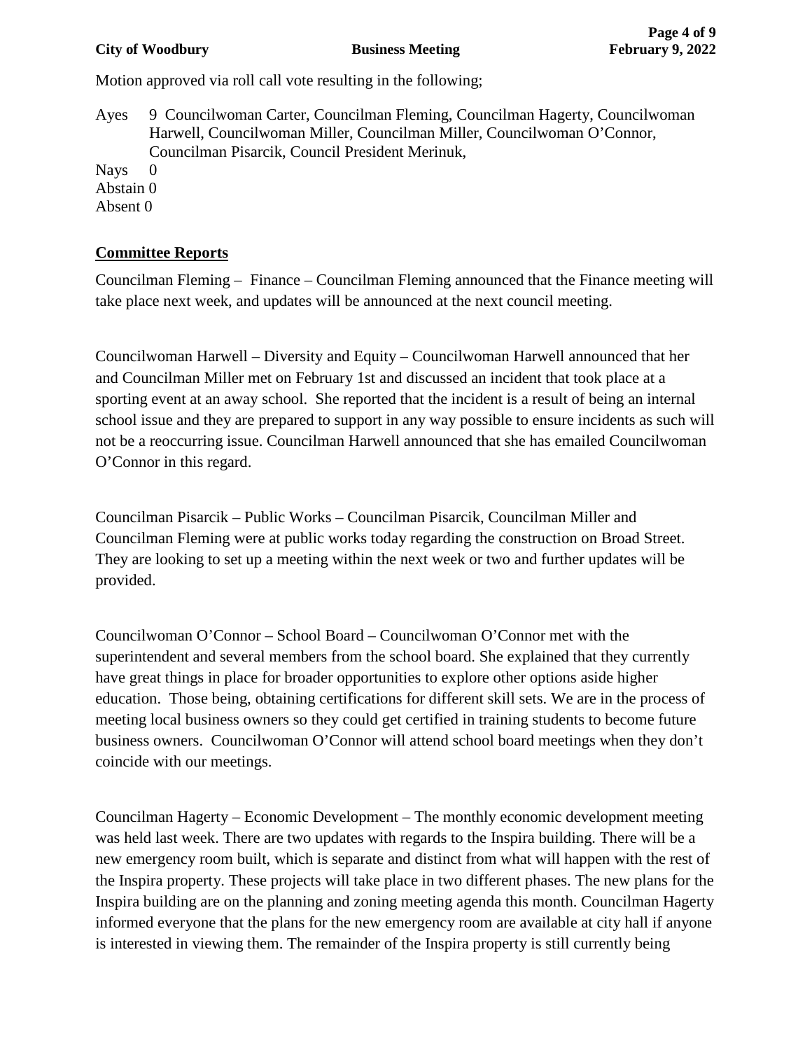Motion approved via roll call vote resulting in the following;

Ayes 9 Councilwoman Carter, Councilman Fleming, Councilman Hagerty, Councilwoman Harwell, Councilwoman Miller, Councilman Miller, Councilwoman O'Connor, Councilman Pisarcik, Council President Merinuk,
Nays 0
Abstain 0
Absent 0

## Committee Reports

Councilman Fleming – Finance – Councilman Fleming announced that the Finance meeting will take place next week, and updates will be announced at the next council meeting.

Councilwoman Harwell – Diversity and Equity – Councilwoman Harwell announced that her and Councilman Miller met on February 1st and discussed an incident that took place at a sporting event at an away school. She reported that the incident is a result of being an internal school issue and they are prepared to support in any way possible to ensure incidents as such will not be a reoccurring issue. Councilman Harwell announced that she has emailed Councilwoman O'Connor in this regard.

Councilman Pisarcik – Public Works – Councilman Pisarcik, Councilman Miller and Councilman Fleming were at public works today regarding the construction on Broad Street. They are looking to set up a meeting within the next week or two and further updates will be provided.

Councilwoman O'Connor – School Board – Councilwoman O'Connor met with the superintendent and several members from the school board. She explained that they currently have great things in place for broader opportunities to explore other options aside higher education. Those being, obtaining certifications for different skill sets. We are in the process of meeting local business owners so they could get certified in training students to become future business owners. Councilwoman O'Connor will attend school board meetings when they don't coincide with our meetings.

Councilman Hagerty – Economic Development – The monthly economic development meeting was held last week. There are two updates with regards to the Inspira building. There will be a new emergency room built, which is separate and distinct from what will happen with the rest of the Inspira property. These projects will take place in two different phases. The new plans for the Inspira building are on the planning and zoning meeting agenda this month. Councilman Hagerty informed everyone that the plans for the new emergency room are available at city hall if anyone is interested in viewing them. The remainder of the Inspira property is still currently being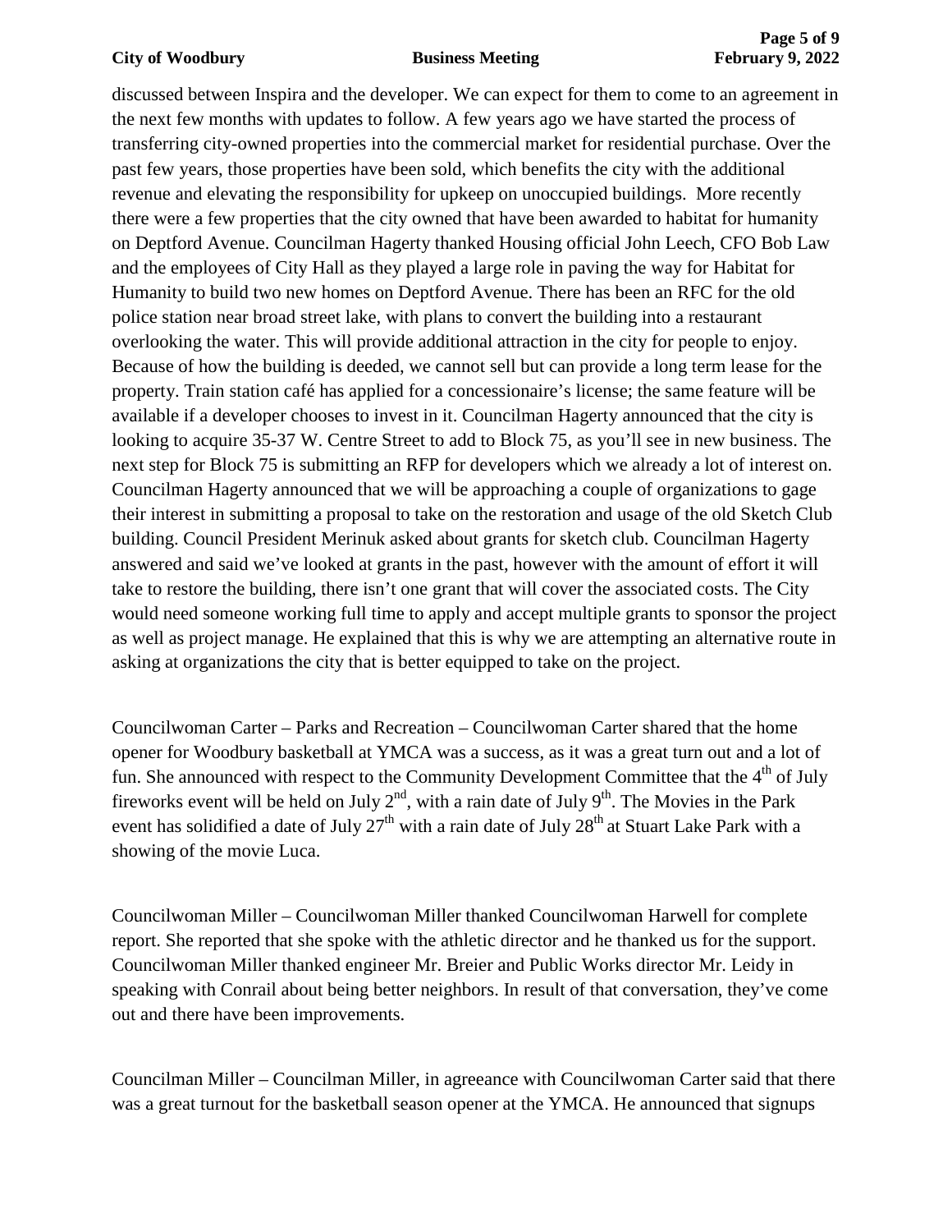discussed between Inspira and the developer. We can expect for them to come to an agreement in the next few months with updates to follow. A few years ago we have started the process of transferring city-owned properties into the commercial market for residential purchase. Over the past few years, those properties have been sold, which benefits the city with the additional revenue and elevating the responsibility for upkeep on unoccupied buildings. More recently there were a few properties that the city owned that have been awarded to habitat for humanity on Deptford Avenue. Councilman Hagerty thanked Housing official John Leech, CFO Bob Law and the employees of City Hall as they played a large role in paving the way for Habitat for Humanity to build two new homes on Deptford Avenue. There has been an RFC for the old police station near broad street lake, with plans to convert the building into a restaurant overlooking the water. This will provide additional attraction in the city for people to enjoy. Because of how the building is deeded, we cannot sell but can provide a long term lease for the property. Train station café has applied for a concessionaire's license; the same feature will be available if a developer chooses to invest in it. Councilman Hagerty announced that the city is looking to acquire 35-37 W. Centre Street to add to Block 75, as you'll see in new business. The next step for Block 75 is submitting an RFP for developers which we already a lot of interest on. Councilman Hagerty announced that we will be approaching a couple of organizations to gage their interest in submitting a proposal to take on the restoration and usage of the old Sketch Club building. Council President Merinuk asked about grants for sketch club. Councilman Hagerty answered and said we've looked at grants in the past, however with the amount of effort it will take to restore the building, there isn't one grant that will cover the associated costs. The City would need someone working full time to apply and accept multiple grants to sponsor the project as well as project manage. He explained that this is why we are attempting an alternative route in asking at organizations the city that is better equipped to take on the project.

Councilwoman Carter – Parks and Recreation – Councilwoman Carter shared that the home opener for Woodbury basketball at YMCA was a success, as it was a great turn out and a lot of fun. She announced with respect to the Community Development Committee that the 4th of July fireworks event will be held on July 2nd, with a rain date of July 9th. The Movies in the Park event has solidified a date of July 27th with a rain date of July 28th at Stuart Lake Park with a showing of the movie Luca.

Councilwoman Miller – Councilwoman Miller thanked Councilwoman Harwell for complete report. She reported that she spoke with the athletic director and he thanked us for the support. Councilwoman Miller thanked engineer Mr. Breier and Public Works director Mr. Leidy in speaking with Conrail about being better neighbors. In result of that conversation, they've come out and there have been improvements.

Councilman Miller – Councilman Miller, in agreeance with Councilwoman Carter said that there was a great turnout for the basketball season opener at the YMCA. He announced that signups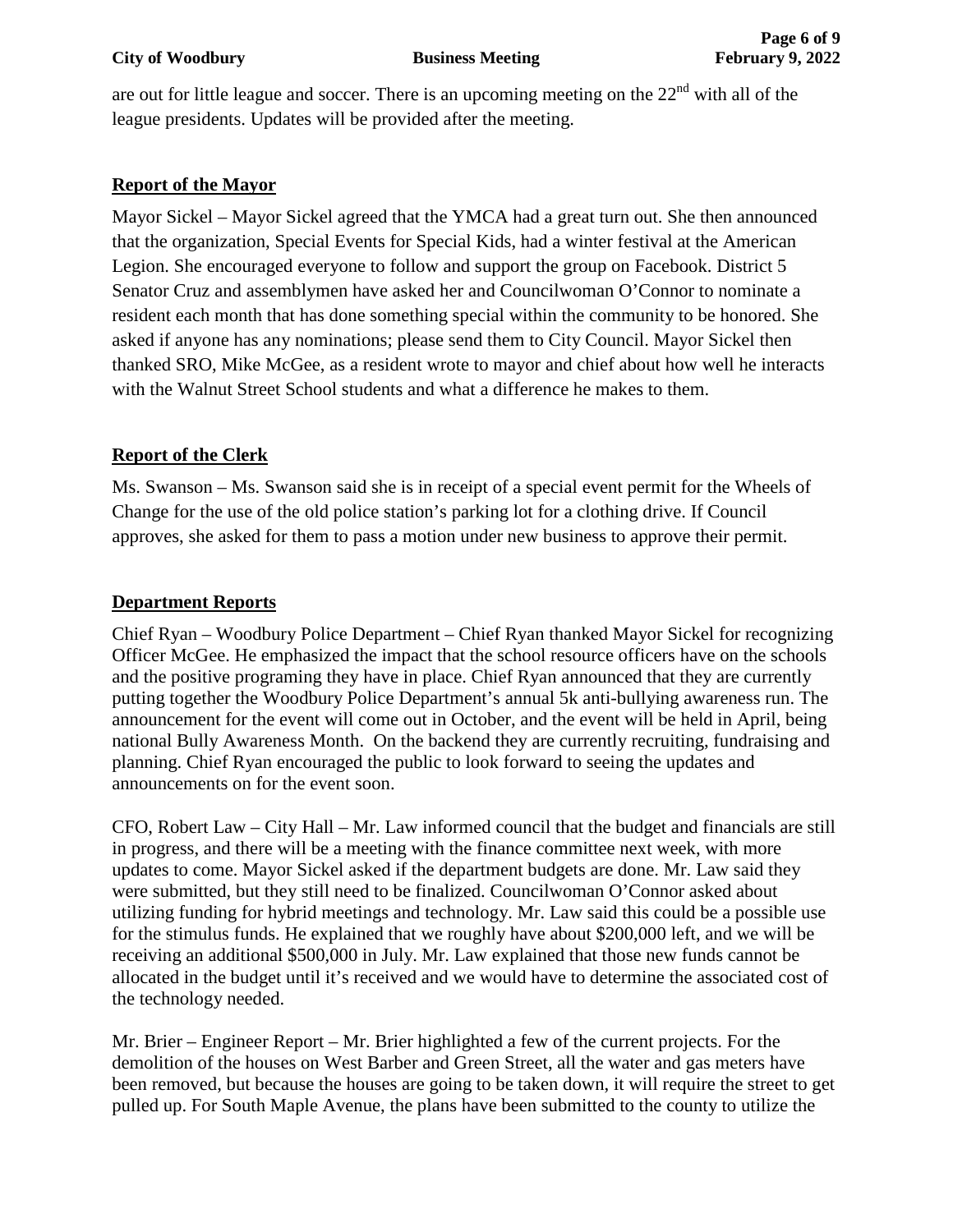are out for little league and soccer. There is an upcoming meeting on the 22nd with all of the league presidents. Updates will be provided after the meeting.

## Report of the Mayor

Mayor Sickel – Mayor Sickel agreed that the YMCA had a great turn out. She then announced that the organization, Special Events for Special Kids, had a winter festival at the American Legion. She encouraged everyone to follow and support the group on Facebook. District 5 Senator Cruz and assemblymen have asked her and Councilwoman O'Connor to nominate a resident each month that has done something special within the community to be honored. She asked if anyone has any nominations; please send them to City Council. Mayor Sickel then thanked SRO, Mike McGee, as a resident wrote to mayor and chief about how well he interacts with the Walnut Street School students and what a difference he makes to them.

## Report of the Clerk

Ms. Swanson – Ms. Swanson said she is in receipt of a special event permit for the Wheels of Change for the use of the old police station's parking lot for a clothing drive. If Council approves, she asked for them to pass a motion under new business to approve their permit.

## Department Reports

Chief Ryan – Woodbury Police Department – Chief Ryan thanked Mayor Sickel for recognizing Officer McGee. He emphasized the impact that the school resource officers have on the schools and the positive programing they have in place. Chief Ryan announced that they are currently putting together the Woodbury Police Department's annual 5k anti-bullying awareness run. The announcement for the event will come out in October, and the event will be held in April, being national Bully Awareness Month. On the backend they are currently recruiting, fundraising and planning. Chief Ryan encouraged the public to look forward to seeing the updates and announcements on for the event soon.

CFO, Robert Law – City Hall – Mr. Law informed council that the budget and financials are still in progress, and there will be a meeting with the finance committee next week, with more updates to come. Mayor Sickel asked if the department budgets are done. Mr. Law said they were submitted, but they still need to be finalized. Councilwoman O'Connor asked about utilizing funding for hybrid meetings and technology. Mr. Law said this could be a possible use for the stimulus funds. He explained that we roughly have about $200,000 left, and we will be receiving an additional $500,000 in July. Mr. Law explained that those new funds cannot be allocated in the budget until it's received and we would have to determine the associated cost of the technology needed.

Mr. Brier – Engineer Report – Mr. Brier highlighted a few of the current projects. For the demolition of the houses on West Barber and Green Street, all the water and gas meters have been removed, but because the houses are going to be taken down, it will require the street to get pulled up. For South Maple Avenue, the plans have been submitted to the county to utilize the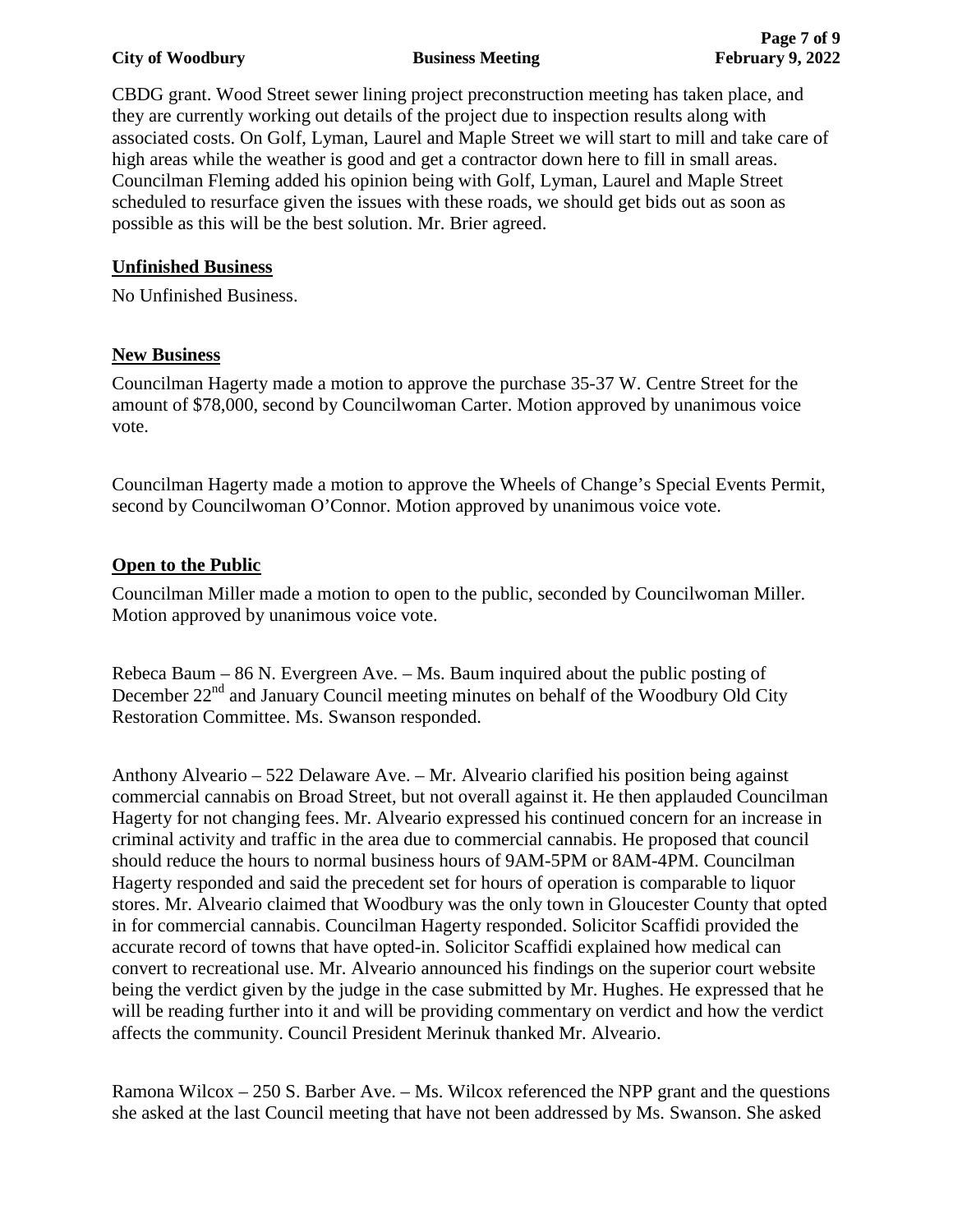CBDG grant. Wood Street sewer lining project preconstruction meeting has taken place, and they are currently working out details of the project due to inspection results along with associated costs. On Golf, Lyman, Laurel and Maple Street we will start to mill and take care of high areas while the weather is good and get a contractor down here to fill in small areas. Councilman Fleming added his opinion being with Golf, Lyman, Laurel and Maple Street scheduled to resurface given the issues with these roads, we should get bids out as soon as possible as this will be the best solution. Mr. Brier agreed.

## Unfinished Business

No Unfinished Business.

## New Business

Councilman Hagerty made a motion to approve the purchase 35-37 W. Centre Street for the amount of $78,000, second by Councilwoman Carter. Motion approved by unanimous voice vote.

Councilman Hagerty made a motion to approve the Wheels of Change's Special Events Permit, second by Councilwoman O'Connor. Motion approved by unanimous voice vote.

## Open to the Public

Councilman Miller made a motion to open to the public, seconded by Councilwoman Miller. Motion approved by unanimous voice vote.

Rebeca Baum – 86 N. Evergreen Ave. – Ms. Baum inquired about the public posting of December 22nd and January Council meeting minutes on behalf of the Woodbury Old City Restoration Committee. Ms. Swanson responded.

Anthony Alveario – 522 Delaware Ave. – Mr. Alveario clarified his position being against commercial cannabis on Broad Street, but not overall against it. He then applauded Councilman Hagerty for not changing fees. Mr. Alveario expressed his continued concern for an increase in criminal activity and traffic in the area due to commercial cannabis. He proposed that council should reduce the hours to normal business hours of 9AM-5PM or 8AM-4PM. Councilman Hagerty responded and said the precedent set for hours of operation is comparable to liquor stores. Mr. Alveario claimed that Woodbury was the only town in Gloucester County that opted in for commercial cannabis. Councilman Hagerty responded. Solicitor Scaffidi provided the accurate record of towns that have opted-in. Solicitor Scaffidi explained how medical can convert to recreational use. Mr. Alveario announced his findings on the superior court website being the verdict given by the judge in the case submitted by Mr. Hughes. He expressed that he will be reading further into it and will be providing commentary on verdict and how the verdict affects the community. Council President Merinuk thanked Mr. Alveario.

Ramona Wilcox – 250 S. Barber Ave. – Ms. Wilcox referenced the NPP grant and the questions she asked at the last Council meeting that have not been addressed by Ms. Swanson. She asked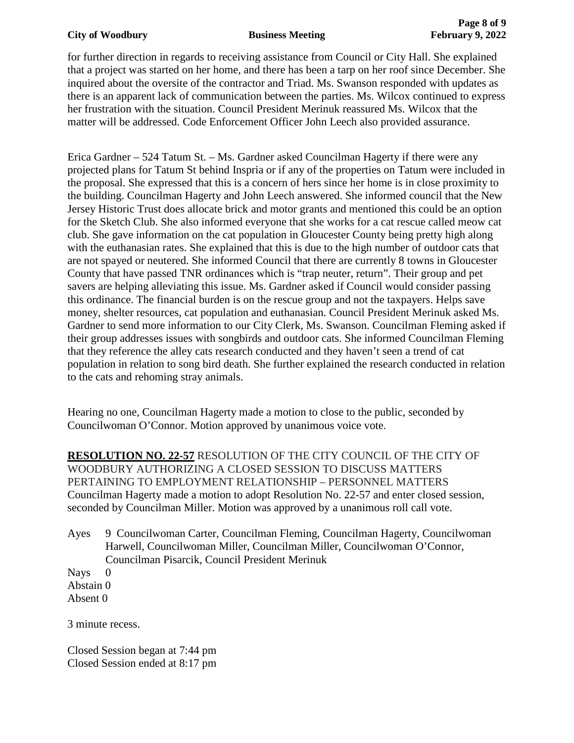for further direction in regards to receiving assistance from Council or City Hall. She explained that a project was started on her home, and there has been a tarp on her roof since December. She inquired about the oversite of the contractor and Triad. Ms. Swanson responded with updates as there is an apparent lack of communication between the parties. Ms. Wilcox continued to express her frustration with the situation. Council President Merinuk reassured Ms. Wilcox that the matter will be addressed. Code Enforcement Officer John Leech also provided assurance.

Erica Gardner – 524 Tatum St. – Ms. Gardner asked Councilman Hagerty if there were any projected plans for Tatum St behind Inspria or if any of the properties on Tatum were included in the proposal. She expressed that this is a concern of hers since her home is in close proximity to the building. Councilman Hagerty and John Leech answered. She informed council that the New Jersey Historic Trust does allocate brick and motor grants and mentioned this could be an option for the Sketch Club. She also informed everyone that she works for a cat rescue called meow cat club. She gave information on the cat population in Gloucester County being pretty high along with the euthanasian rates. She explained that this is due to the high number of outdoor cats that are not spayed or neutered. She informed Council that there are currently 8 towns in Gloucester County that have passed TNR ordinances which is "trap neuter, return". Their group and pet savers are helping alleviating this issue. Ms. Gardner asked if Council would consider passing this ordinance. The financial burden is on the rescue group and not the taxpayers. Helps save money, shelter resources, cat population and euthanasian. Council President Merinuk asked Ms. Gardner to send more information to our City Clerk, Ms. Swanson. Councilman Fleming asked if their group addresses issues with songbirds and outdoor cats. She informed Councilman Fleming that they reference the alley cats research conducted and they haven't seen a trend of cat population in relation to song bird death. She further explained the research conducted in relation to the cats and rehoming stray animals.

Hearing no one, Councilman Hagerty made a motion to close to the public, seconded by Councilwoman O'Connor. Motion approved by unanimous voice vote.

**RESOLUTION NO. 22-57** RESOLUTION OF THE CITY COUNCIL OF THE CITY OF WOODBURY AUTHORIZING A CLOSED SESSION TO DISCUSS MATTERS PERTAINING TO EMPLOYMENT RELATIONSHIP – PERSONNEL MATTERS
Councilman Hagerty made a motion to adopt Resolution No. 22-57 and enter closed session, seconded by Councilman Miller. Motion was approved by a unanimous roll call vote.

Ayes 9 Councilwoman Carter, Councilman Fleming, Councilman Hagerty, Councilwoman Harwell, Councilwoman Miller, Councilman Miller, Councilwoman O'Connor, Councilman Pisarcik, Council President Merinuk
Nays 0
Abstain 0
Absent 0

3 minute recess.

Closed Session began at 7:44 pm
Closed Session ended at 8:17 pm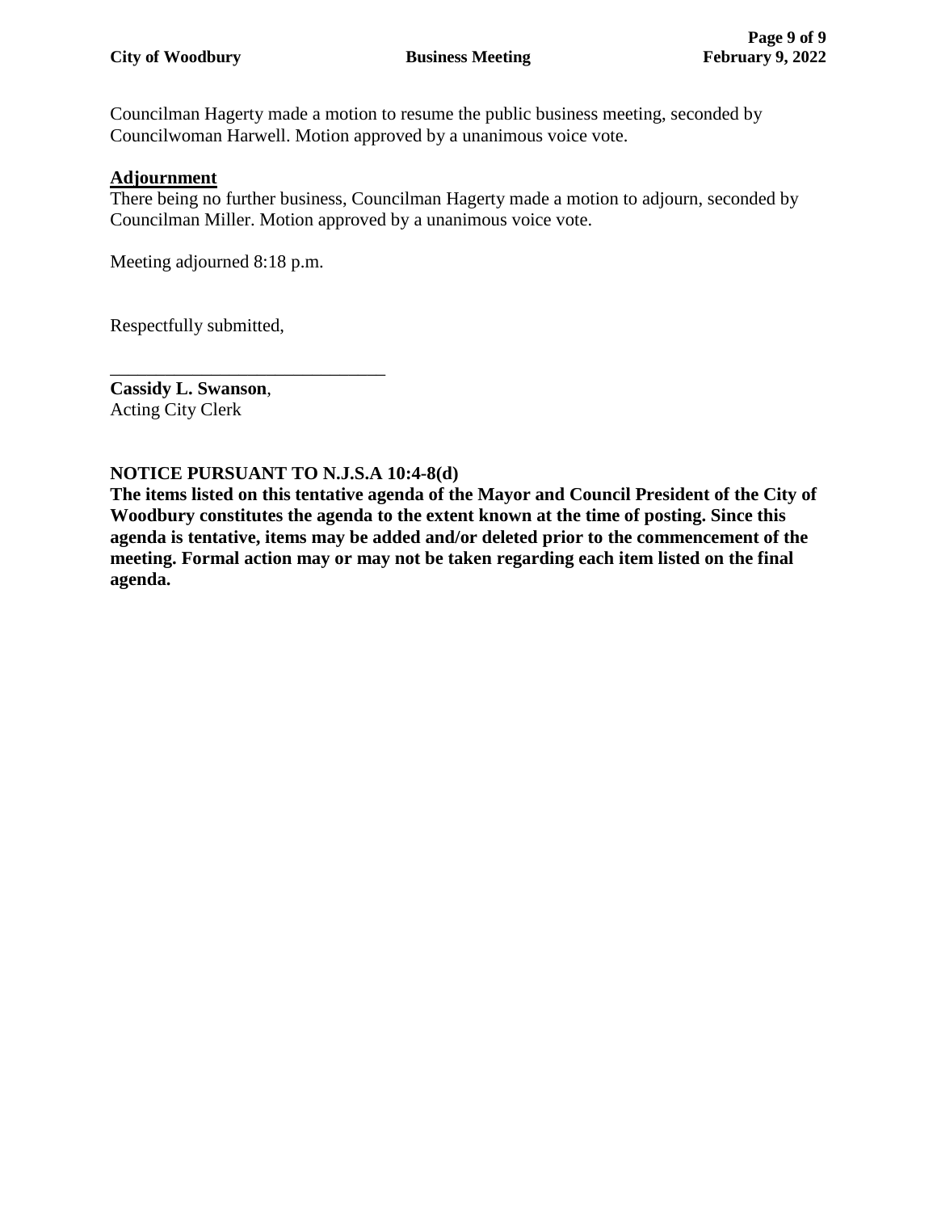Councilman Hagerty made a motion to resume the public business meeting, seconded by Councilwoman Harwell. Motion approved by a unanimous voice vote.

## Adjournment

There being no further business, Councilman Hagerty made a motion to adjourn, seconded by Councilman Miller. Motion approved by a unanimous voice vote.

Meeting adjourned 8:18 p.m.

Respectfully submitted,

_______________________________

**Cassidy L. Swanson**,
Acting City Clerk

**NOTICE PURSUANT TO N.J.S.A 10:4-8(d)**
**The items listed on this tentative agenda of the Mayor and Council President of the City of Woodbury constitutes the agenda to the extent known at the time of posting. Since this agenda is tentative, items may be added and/or deleted prior to the commencement of the meeting. Formal action may or may not be taken regarding each item listed on the final agenda.**